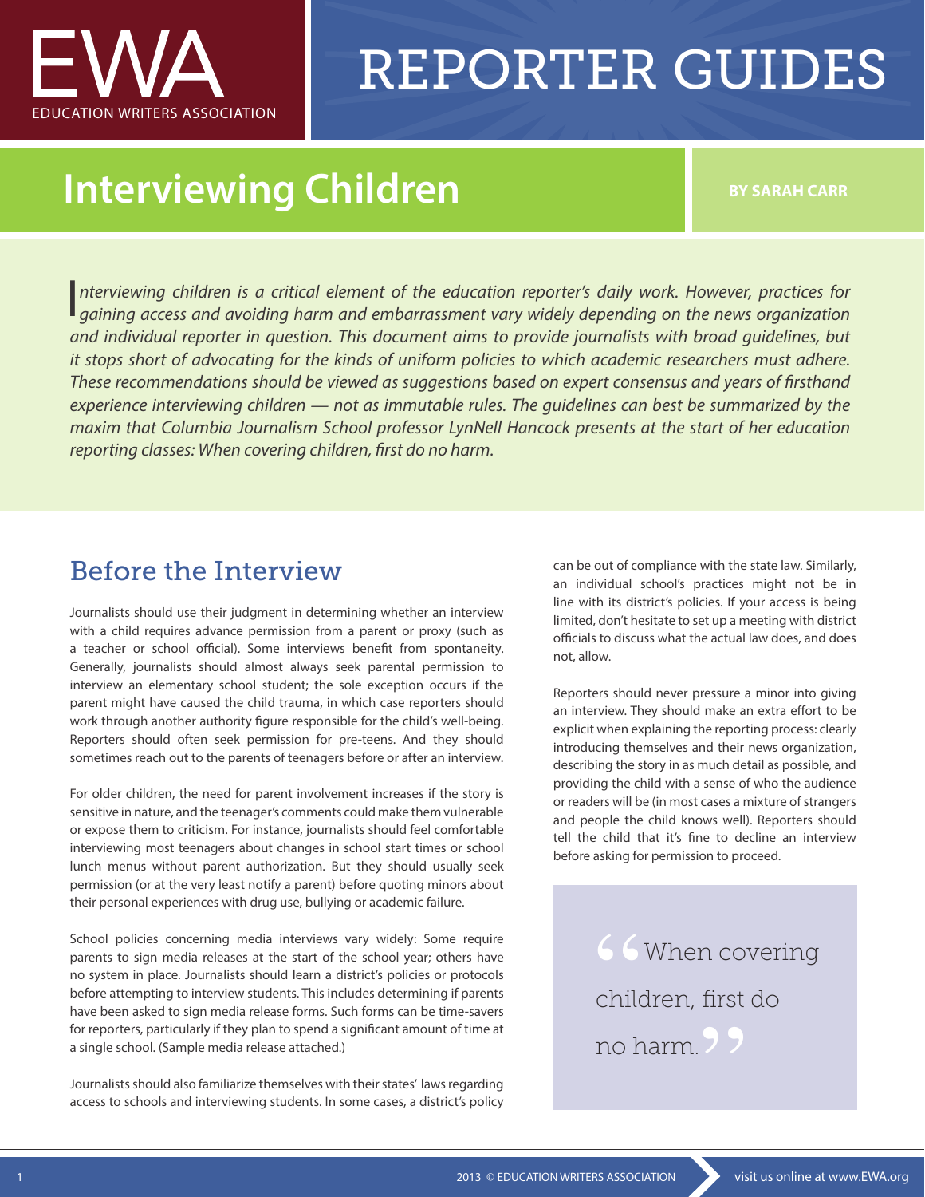EWA

EDUCATION WRITERS ASSOCIATION

# REPORTER GUIDES

## Interviewing Children

**BY SARAH CARR**

*Interviewing children is a critical element of the education reporter's daily work. However, practices for gaining access and avoiding harm and embarrassment vary widely depending on the news organization and individual reporter in question. This document aims to provide journalists with broad guidelines, but it stops short of advocating for the kinds of uniform policies to which academic researchers must adhere. These recommendations should be viewed as suggestions based on expert consensus and years of firsthand experience interviewing children — not as immutable rules. The guidelines can best be summarized by the maxim that Columbia Journalism School professor LynNell Hancock presents at the start of her education reporting classes: When covering children, first do no harm.*

### Before the Interview

Journalists should use their judgment in determining whether an interview with a child requires advance permission from a parent or proxy (such as a teacher or school official). Some interviews benefit from spontaneity. Generally, journalists should almost always seek parental permission to interview an elementary school student; the sole exception occurs if the parent might have caused the child trauma, in which case reporters should work through another authority figure responsible for the child's well-being. Reporters should often seek permission for pre-teens. And they should sometimes reach out to the parents of teenagers before or after an interview.

For older children, the need for parent involvement increases if the story is sensitive in nature, and the teenager's comments could make them vulnerable or expose them to criticism. For instance, journalists should feel comfortable interviewing most teenagers about changes in school start times or school lunch menus without parent authorization. But they should usually seek permission (or at the very least notify a parent) before quoting minors about their personal experiences with drug use, bullying or academic failure.

School policies concerning media interviews vary widely: Some require parents to sign media releases at the start of the school year; others have no system in place. Journalists should learn a district's policies or protocols before attempting to interview students. This includes determining if parents have been asked to sign media release forms. Such forms can be time-savers for reporters, particularly if they plan to spend a significant amount of time at a single school. (Sample media release attached.)

Journalists should also familiarize themselves with their states' laws regarding access to schools and interviewing students. In some cases, a district's policy can be out of compliance with the state law. Similarly, an individual school's practices might not be in line with its district's policies. If your access is being limited, don't hesitate to set up a meeting with district officials to discuss what the actual law does, and does not, allow.

Reporters should never pressure a minor into giving an interview. They should make an extra effort to be explicit when explaining the reporting process: clearly introducing themselves and their news organization, describing the story in as much detail as possible, and providing the child with a sense of who the audience or readers will be (in most cases a mixture of strangers and people the child knows well). Reporters should tell the child that it's fine to decline an interview before asking for permission to proceed.

> "When covering children, first do no harm."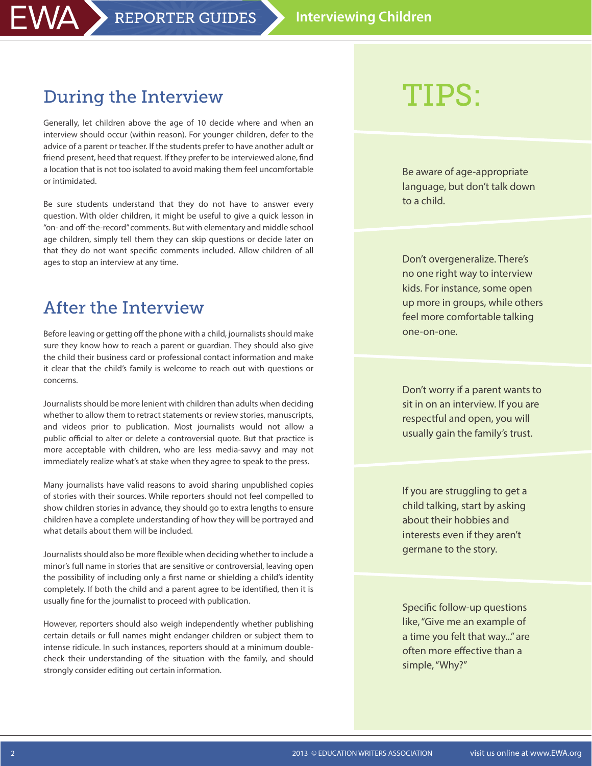## During the Interview

Generally, let children above the age of 10 decide where and when an interview should occur (within reason). For younger children, defer to the advice of a parent or teacher. If the students prefer to have another adult or friend present, heed that request. If they prefer to be interviewed alone, find a location that is not too isolated to avoid making them feel uncomfortable or intimidated.

Be sure students understand that they do not have to answer every question. With older children, it might be useful to give a quick lesson in "on- and off-the-record" comments. But with elementary and middle school age children, simply tell them they can skip questions or decide later on that they do not want specific comments included. Allow children of all ages to stop an interview at any time.

## After the Interview

Before leaving or getting off the phone with a child, journalists should make sure they know how to reach a parent or guardian. They should also give the child their business card or professional contact information and make it clear that the child's family is welcome to reach out with questions or concerns.

Journalists should be more lenient with children than adults when deciding whether to allow them to retract statements or review stories, manuscripts, and videos prior to publication. Most journalists would not allow a public official to alter or delete a controversial quote. But that practice is more acceptable with children, who are less media-savvy and may not immediately realize what's at stake when they agree to speak to the press.

Many journalists have valid reasons to avoid sharing unpublished copies of stories with their sources. While reporters should not feel compelled to show children stories in advance, they should go to extra lengths to ensure children have a complete understanding of how they will be portrayed and what details about them will be included.

Journalists should also be more flexible when deciding whether to include a minor's full name in stories that are sensitive or controversial, leaving open the possibility of including only a first name or shielding a child's identity completely. If both the child and a parent agree to be identified, then it is usually fine for the journalist to proceed with publication.

However, reporters should also weigh independently whether publishing certain details or full names might endanger children or subject them to intense ridicule. In such instances, reporters should at a minimum double-check their understanding of the situation with the family, and should strongly consider editing out certain information.

## TIPS:

Be aware of age-appropriate language, but don't talk down to a child.

Don't overgeneralize. There's no one right way to interview kids. For instance, some open up more in groups, while others feel more comfortable talking one-on-one.

Don't worry if a parent wants to sit in on an interview. If you are respectful and open, you will usually gain the family's trust.

If you are struggling to get a child talking, start by asking about their hobbies and interests even if they aren't germane to the story.

Specific follow-up questions like, "Give me an example of a time you felt that way..." are often more effective than a simple, "Why?"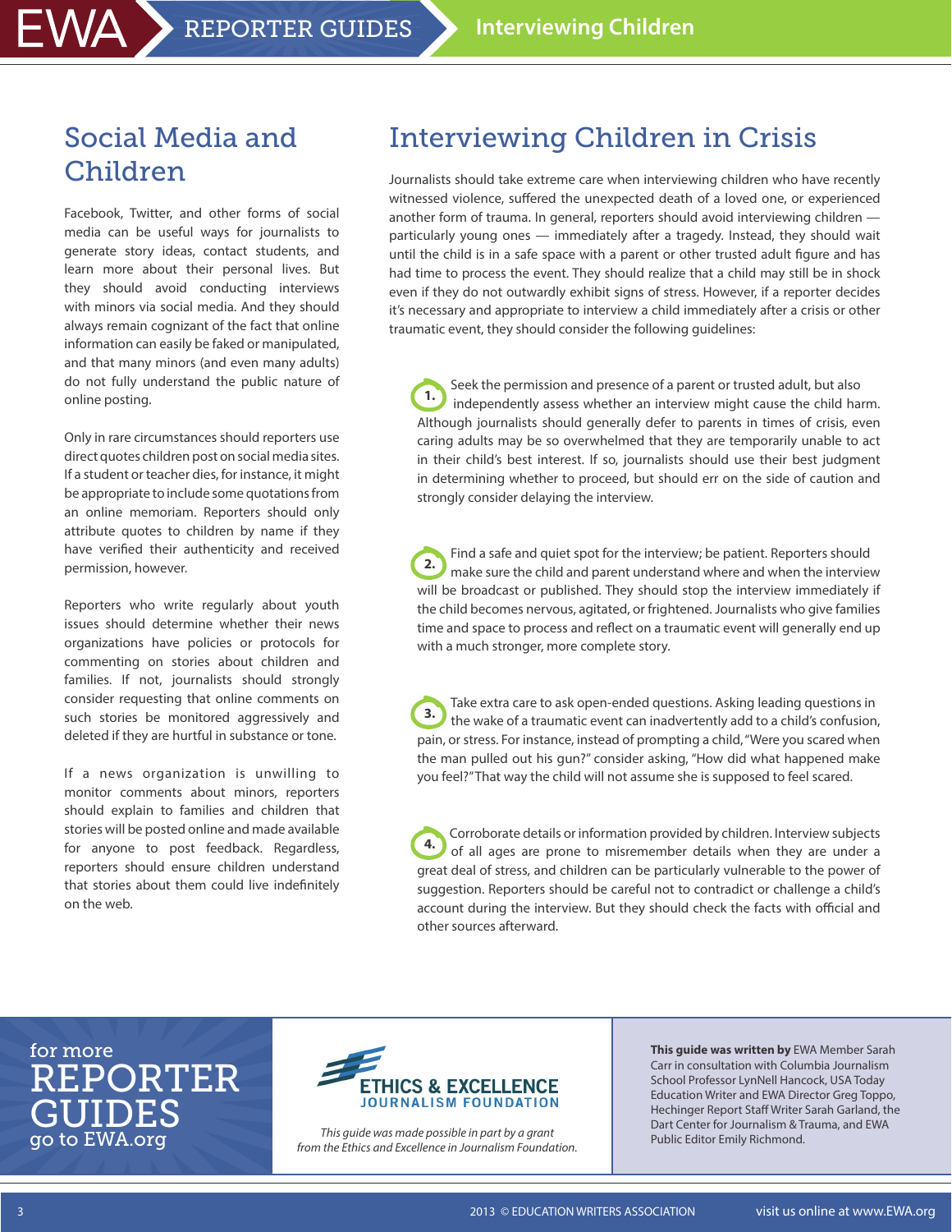## Social Media and Children

Facebook, Twitter, and other forms of social media can be useful ways for journalists to generate story ideas, contact students, and learn more about their personal lives. But they should avoid conducting interviews with minors via social media. And they should always remain cognizant of the fact that online information can easily be faked or manipulated, and that many minors (and even many adults) do not fully understand the public nature of online posting.

Only in rare circumstances should reporters use direct quotes children post on social media sites. If a student or teacher dies, for instance, it might be appropriate to include some quotations from an online memoriam. Reporters should only attribute quotes to children by name if they have verified their authenticity and received permission, however.

Reporters who write regularly about youth issues should determine whether their news organizations have policies or protocols for commenting on stories about children and families. If not, journalists should strongly consider requesting that online comments on such stories be monitored aggressively and deleted if they are hurtful in substance or tone.

If a news organization is unwilling to monitor comments about minors, reporters should explain to families and children that stories will be posted online and made available for anyone to post feedback. Regardless, reporters should ensure children understand that stories about them could live indefinitely on the web.

## Interviewing Children in Crisis

Journalists should take extreme care when interviewing children who have recently witnessed violence, suffered the unexpected death of a loved one, or experienced another form of trauma. In general, reporters should avoid interviewing children — particularly young ones — immediately after a tragedy. Instead, they should wait until the child is in a safe space with a parent or other trusted adult figure and has had time to process the event. They should realize that a child may still be in shock even if they do not outwardly exhibit signs of stress. However, if a reporter decides it's necessary and appropriate to interview a child immediately after a crisis or other traumatic event, they should consider the following guidelines:

1. Seek the permission and presence of a parent or trusted adult, but also independently assess whether an interview might cause the child harm. Although journalists should generally defer to parents in times of crisis, even caring adults may be so overwhelmed that they are temporarily unable to act in their child's best interest. If so, journalists should use their best judgment in determining whether to proceed, but should err on the side of caution and strongly consider delaying the interview.

2. Find a safe and quiet spot for the interview; be patient. Reporters should make sure the child and parent understand where and when the interview will be broadcast or published. They should stop the interview immediately if the child becomes nervous, agitated, or frightened. Journalists who give families time and space to process and reflect on a traumatic event will generally end up with a much stronger, more complete story.

3. Take extra care to ask open-ended questions. Asking leading questions in the wake of a traumatic event can inadvertently add to a child's confusion, pain, or stress. For instance, instead of prompting a child, "Were you scared when the man pulled out his gun?" consider asking, "How did what happened make you feel?" That way the child will not assume she is supposed to feel scared.

4. Corroborate details or information provided by children. Interview subjects of all ages are prone to misremember details when they are under a great deal of stress, and children can be particularly vulnerable to the power of suggestion. Reporters should be careful not to contradict or challenge a child's account during the interview. But they should check the facts with official and other sources afterward.

for more REPORTER GUIDES go to EWA.org

ETHICS & EXCELLENCE JOURNALISM FOUNDATION

*This guide was made possible in part by a grant from the Ethics and Excellence in Journalism Foundation.*

**This guide was written by** EWA Member Sarah Carr in consultation with Columbia Journalism School Professor LynNell Hancock, USA Today Education Writer and EWA Director Greg Toppo, Hechinger Report Staff Writer Sarah Garland, the Dart Center for Journalism & Trauma, and EWA Public Editor Emily Richmond.

2013 © EDUCATION WRITERS ASSOCIATION

visit us online at www.EWA.org